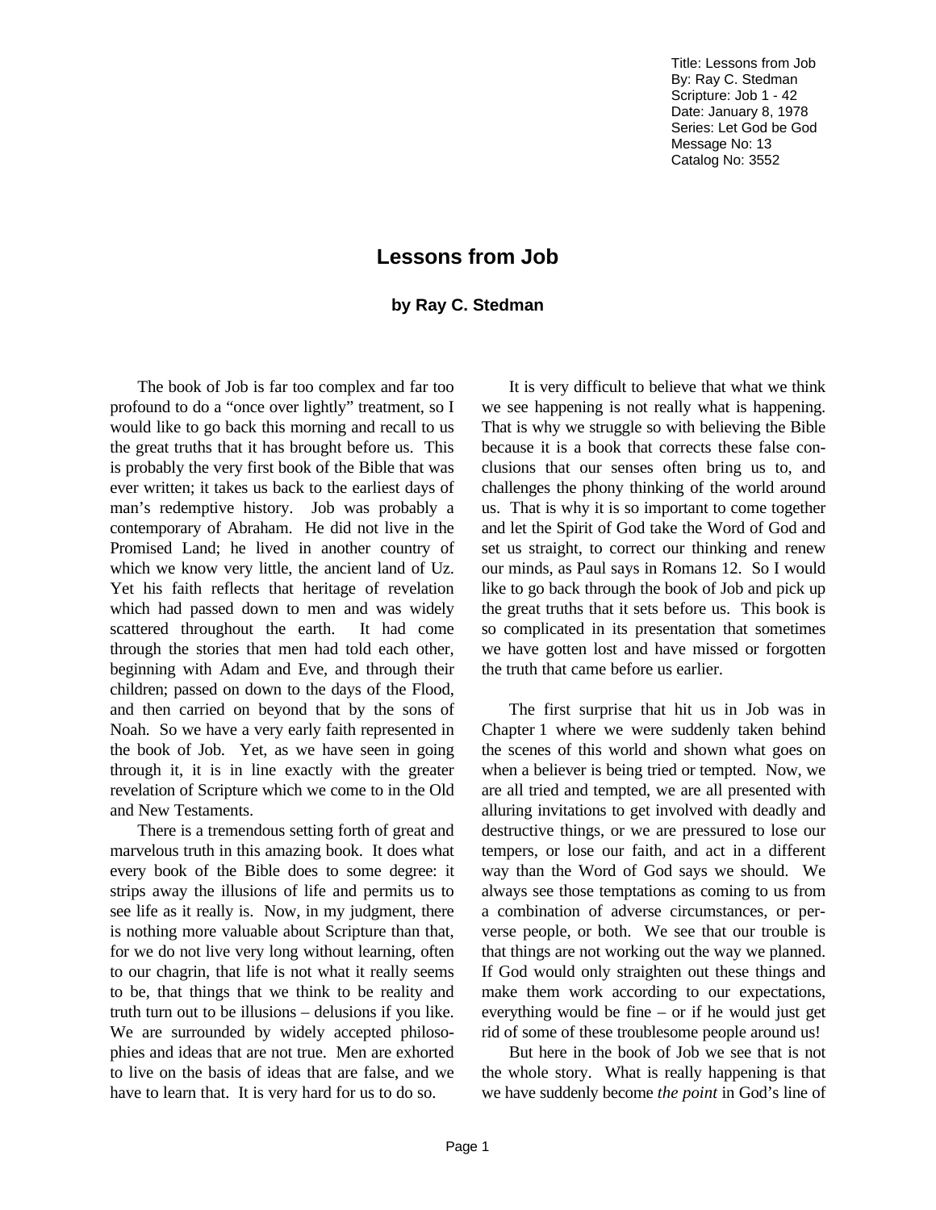Title: Lessons from Job
By: Ray C. Stedman
Scripture: Job 1 - 42
Date: January 8, 1978
Series: Let God be God
Message No: 13
Catalog No: 3552

# Lessons from Job

**by Ray C. Stedman**

The book of Job is far too complex and far too profound to do a "once over lightly" treatment, so I would like to go back this morning and recall to us the great truths that it has brought before us. This is probably the very first book of the Bible that was ever written; it takes us back to the earliest days of man's redemptive history. Job was probably a contemporary of Abraham. He did not live in the Promised Land; he lived in another country of which we know very little, the ancient land of Uz. Yet his faith reflects that heritage of revelation which had passed down to men and was widely scattered throughout the earth. It had come through the stories that men had told each other, beginning with Adam and Eve, and through their children; passed on down to the days of the Flood, and then carried on beyond that by the sons of Noah. So we have a very early faith represented in the book of Job. Yet, as we have seen in going through it, it is in line exactly with the greater revelation of Scripture which we come to in the Old and New Testaments.

There is a tremendous setting forth of great and marvelous truth in this amazing book. It does what every book of the Bible does to some degree: it strips away the illusions of life and permits us to see life as it really is. Now, in my judgment, there is nothing more valuable about Scripture than that, for we do not live very long without learning, often to our chagrin, that life is not what it really seems to be, that things that we think to be reality and truth turn out to be illusions – delusions if you like. We are surrounded by widely accepted philosophies and ideas that are not true. Men are exhorted to live on the basis of ideas that are false, and we have to learn that. It is very hard for us to do so.

It is very difficult to believe that what we think we see happening is not really what is happening. That is why we struggle so with believing the Bible because it is a book that corrects these false conclusions that our senses often bring us to, and challenges the phony thinking of the world around us. That is why it is so important to come together and let the Spirit of God take the Word of God and set us straight, to correct our thinking and renew our minds, as Paul says in Romans 12. So I would like to go back through the book of Job and pick up the great truths that it sets before us. This book is so complicated in its presentation that sometimes we have gotten lost and have missed or forgotten the truth that came before us earlier.

The first surprise that hit us in Job was in Chapter 1 where we were suddenly taken behind the scenes of this world and shown what goes on when a believer is being tried or tempted. Now, we are all tried and tempted, we are all presented with alluring invitations to get involved with deadly and destructive things, or we are pressured to lose our tempers, or lose our faith, and act in a different way than the Word of God says we should. We always see those temptations as coming to us from a combination of adverse circumstances, or perverse people, or both. We see that our trouble is that things are not working out the way we planned. If God would only straighten out these things and make them work according to our expectations, everything would be fine – or if he would just get rid of some of these troublesome people around us!

But here in the book of Job we see that is not the whole story. What is really happening is that we have suddenly become *the point* in God's line of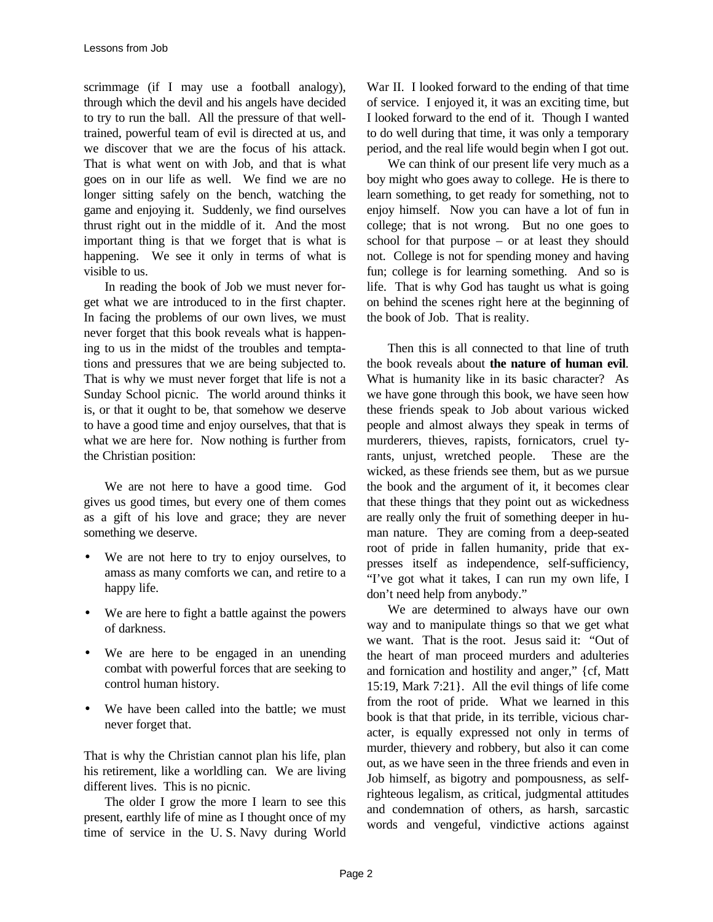scrimmage (if I may use a football analogy), through which the devil and his angels have decided to try to run the ball. All the pressure of that well-trained, powerful team of evil is directed at us, and we discover that we are the focus of his attack. That is what went on with Job, and that is what goes on in our life as well. We find we are no longer sitting safely on the bench, watching the game and enjoying it. Suddenly, we find ourselves thrust right out in the middle of it. And the most important thing is that we forget that is what is happening. We see it only in terms of what is visible to us.

In reading the book of Job we must never forget what we are introduced to in the first chapter. In facing the problems of our own lives, we must never forget that this book reveals what is happening to us in the midst of the troubles and temptations and pressures that we are being subjected to. That is why we must never forget that life is not a Sunday School picnic. The world around thinks it is, or that it ought to be, that somehow we deserve to have a good time and enjoy ourselves, that that is what we are here for. Now nothing is further from the Christian position:

We are not here to have a good time. God gives us good times, but every one of them comes as a gift of his love and grace; they are never something we deserve.

- We are not here to try to enjoy ourselves, to amass as many comforts we can, and retire to a happy life.
- We are here to fight a battle against the powers of darkness.
- We are here to be engaged in an unending combat with powerful forces that are seeking to control human history.
- We have been called into the battle; we must never forget that.

That is why the Christian cannot plan his life, plan his retirement, like a worldling can. We are living different lives. This is no picnic.

The older I grow the more I learn to see this present, earthly life of mine as I thought once of my time of service in the U. S. Navy during World War II. I looked forward to the ending of that time of service. I enjoyed it, it was an exciting time, but I looked forward to the end of it. Though I wanted to do well during that time, it was only a temporary period, and the real life would begin when I got out.

We can think of our present life very much as a boy might who goes away to college. He is there to learn something, to get ready for something, not to enjoy himself. Now you can have a lot of fun in college; that is not wrong. But no one goes to school for that purpose – or at least they should not. College is not for spending money and having fun; college is for learning something. And so is life. That is why God has taught us what is going on behind the scenes right here at the beginning of the book of Job. That is reality.

Then this is all connected to that line of truth the book reveals about **the nature of human evil**. What is humanity like in its basic character? As we have gone through this book, we have seen how these friends speak to Job about various wicked people and almost always they speak in terms of murderers, thieves, rapists, fornicators, cruel tyrants, unjust, wretched people. These are the wicked, as these friends see them, but as we pursue the book and the argument of it, it becomes clear that these things that they point out as wickedness are really only the fruit of something deeper in human nature. They are coming from a deep-seated root of pride in fallen humanity, pride that expresses itself as independence, self-sufficiency, "I've got what it takes, I can run my own life, I don't need help from anybody."

We are determined to always have our own way and to manipulate things so that we get what we want. That is the root. Jesus said it: "Out of the heart of man proceed murders and adulteries and fornication and hostility and anger," {cf, Matt 15:19, Mark 7:21}. All the evil things of life come from the root of pride. What we learned in this book is that that pride, in its terrible, vicious character, is equally expressed not only in terms of murder, thievery and robbery, but also it can come out, as we have seen in the three friends and even in Job himself, as bigotry and pompousness, as self-righteous legalism, as critical, judgmental attitudes and condemnation of others, as harsh, sarcastic words and vengeful, vindictive actions against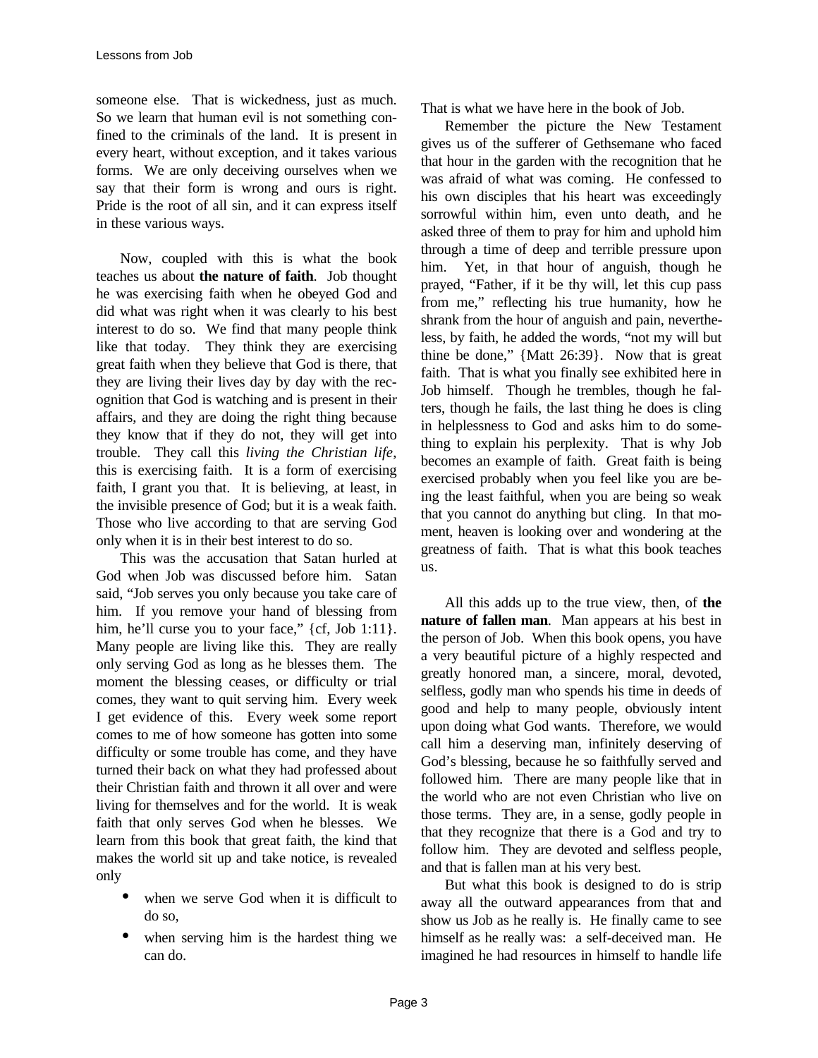someone else. That is wickedness, just as much. So we learn that human evil is not something confined to the criminals of the land. It is present in every heart, without exception, and it takes various forms. We are only deceiving ourselves when we say that their form is wrong and ours is right. Pride is the root of all sin, and it can express itself in these various ways.

Now, coupled with this is what the book teaches us about **the nature of faith**. Job thought he was exercising faith when he obeyed God and did what was right when it was clearly to his best interest to do so. We find that many people think like that today. They think they are exercising great faith when they believe that God is there, that they are living their lives day by day with the recognition that God is watching and is present in their affairs, and they are doing the right thing because they know that if they do not, they will get into trouble. They call this *living the Christian life*, this is exercising faith. It is a form of exercising faith, I grant you that. It is believing, at least, in the invisible presence of God; but it is a weak faith. Those who live according to that are serving God only when it is in their best interest to do so.

This was the accusation that Satan hurled at God when Job was discussed before him. Satan said, "Job serves you only because you take care of him. If you remove your hand of blessing from him, he'll curse you to your face," {cf, Job 1:11}. Many people are living like this. They are really only serving God as long as he blesses them. The moment the blessing ceases, or difficulty or trial comes, they want to quit serving him. Every week I get evidence of this. Every week some report comes to me of how someone has gotten into some difficulty or some trouble has come, and they have turned their back on what they had professed about their Christian faith and thrown it all over and were living for themselves and for the world. It is weak faith that only serves God when he blesses. We learn from this book that great faith, the kind that makes the world sit up and take notice, is revealed only

- when we serve God when it is difficult to do so,
- when serving him is the hardest thing we can do.

That is what we have here in the book of Job.

Remember the picture the New Testament gives us of the sufferer of Gethsemane who faced that hour in the garden with the recognition that he was afraid of what was coming. He confessed to his own disciples that his heart was exceedingly sorrowful within him, even unto death, and he asked three of them to pray for him and uphold him through a time of deep and terrible pressure upon him. Yet, in that hour of anguish, though he prayed, "Father, if it be thy will, let this cup pass from me," reflecting his true humanity, how he shrank from the hour of anguish and pain, nevertheless, by faith, he added the words, "not my will but thine be done," {Matt 26:39}. Now that is great faith. That is what you finally see exhibited here in Job himself. Though he trembles, though he falters, though he fails, the last thing he does is cling in helplessness to God and asks him to do something to explain his perplexity. That is why Job becomes an example of faith. Great faith is being exercised probably when you feel like you are being the least faithful, when you are being so weak that you cannot do anything but cling. In that moment, heaven is looking over and wondering at the greatness of faith. That is what this book teaches us.

All this adds up to the true view, then, of **the nature of fallen man**. Man appears at his best in the person of Job. When this book opens, you have a very beautiful picture of a highly respected and greatly honored man, a sincere, moral, devoted, selfless, godly man who spends his time in deeds of good and help to many people, obviously intent upon doing what God wants. Therefore, we would call him a deserving man, infinitely deserving of God's blessing, because he so faithfully served and followed him. There are many people like that in the world who are not even Christian who live on those terms. They are, in a sense, godly people in that they recognize that there is a God and try to follow him. They are devoted and selfless people, and that is fallen man at his very best.

But what this book is designed to do is strip away all the outward appearances from that and show us Job as he really is. He finally came to see himself as he really was: a self-deceived man. He imagined he had resources in himself to handle life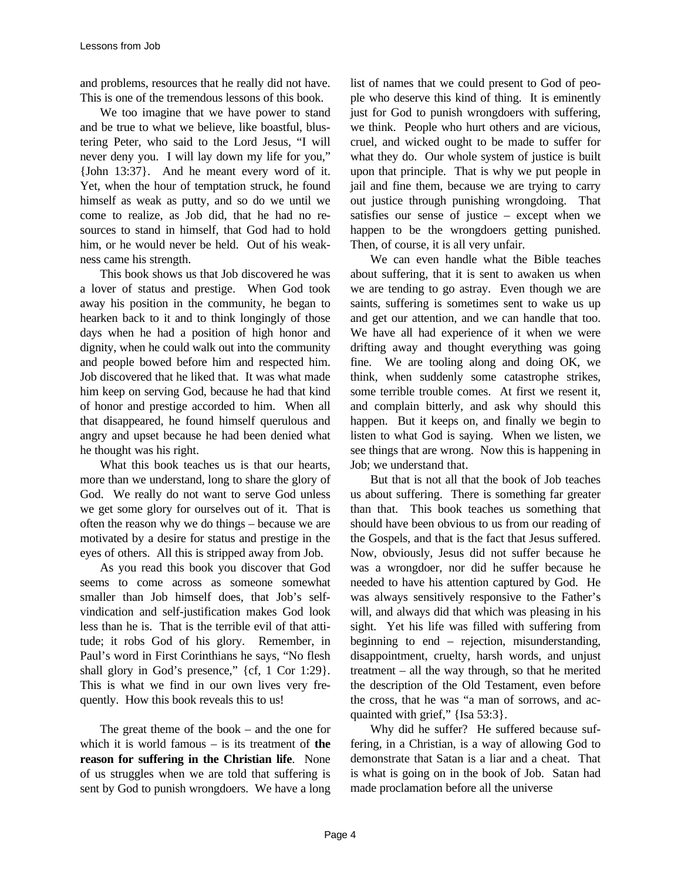and problems, resources that he really did not have. This is one of the tremendous lessons of this book.

We too imagine that we have power to stand and be true to what we believe, like boastful, blustering Peter, who said to the Lord Jesus, "I will never deny you. I will lay down my life for you," {John 13:37}. And he meant every word of it. Yet, when the hour of temptation struck, he found himself as weak as putty, and so do we until we come to realize, as Job did, that he had no resources to stand in himself, that God had to hold him, or he would never be held. Out of his weakness came his strength.

This book shows us that Job discovered he was a lover of status and prestige. When God took away his position in the community, he began to hearken back to it and to think longingly of those days when he had a position of high honor and dignity, when he could walk out into the community and people bowed before him and respected him. Job discovered that he liked that. It was what made him keep on serving God, because he had that kind of honor and prestige accorded to him. When all that disappeared, he found himself querulous and angry and upset because he had been denied what he thought was his right.

What this book teaches us is that our hearts, more than we understand, long to share the glory of God. We really do not want to serve God unless we get some glory for ourselves out of it. That is often the reason why we do things – because we are motivated by a desire for status and prestige in the eyes of others. All this is stripped away from Job.

As you read this book you discover that God seems to come across as someone somewhat smaller than Job himself does, that Job's self-vindication and self-justification makes God look less than he is. That is the terrible evil of that attitude; it robs God of his glory. Remember, in Paul's word in First Corinthians he says, "No flesh shall glory in God's presence," {cf, 1 Cor 1:29}. This is what we find in our own lives very frequently. How this book reveals this to us!

The great theme of the book – and the one for which it is world famous – is its treatment of **the reason for suffering in the Christian life**. None of us struggles when we are told that suffering is sent by God to punish wrongdoers. We have a long list of names that we could present to God of people who deserve this kind of thing. It is eminently just for God to punish wrongdoers with suffering, we think. People who hurt others and are vicious, cruel, and wicked ought to be made to suffer for what they do. Our whole system of justice is built upon that principle. That is why we put people in jail and fine them, because we are trying to carry out justice through punishing wrongdoing. That satisfies our sense of justice – except when we happen to be the wrongdoers getting punished. Then, of course, it is all very unfair.

We can even handle what the Bible teaches about suffering, that it is sent to awaken us when we are tending to go astray. Even though we are saints, suffering is sometimes sent to wake us up and get our attention, and we can handle that too. We have all had experience of it when we were drifting away and thought everything was going fine. We are tooling along and doing OK, we think, when suddenly some catastrophe strikes, some terrible trouble comes. At first we resent it, and complain bitterly, and ask why should this happen. But it keeps on, and finally we begin to listen to what God is saying. When we listen, we see things that are wrong. Now this is happening in Job; we understand that.

But that is not all that the book of Job teaches us about suffering. There is something far greater than that. This book teaches us something that should have been obvious to us from our reading of the Gospels, and that is the fact that Jesus suffered. Now, obviously, Jesus did not suffer because he was a wrongdoer, nor did he suffer because he needed to have his attention captured by God. He was always sensitively responsive to the Father's will, and always did that which was pleasing in his sight. Yet his life was filled with suffering from beginning to end – rejection, misunderstanding, disappointment, cruelty, harsh words, and unjust treatment – all the way through, so that he merited the description of the Old Testament, even before the cross, that he was "a man of sorrows, and acquainted with grief," {Isa 53:3}.

Why did he suffer? He suffered because suffering, in a Christian, is a way of allowing God to demonstrate that Satan is a liar and a cheat. That is what is going on in the book of Job. Satan had made proclamation before all the universe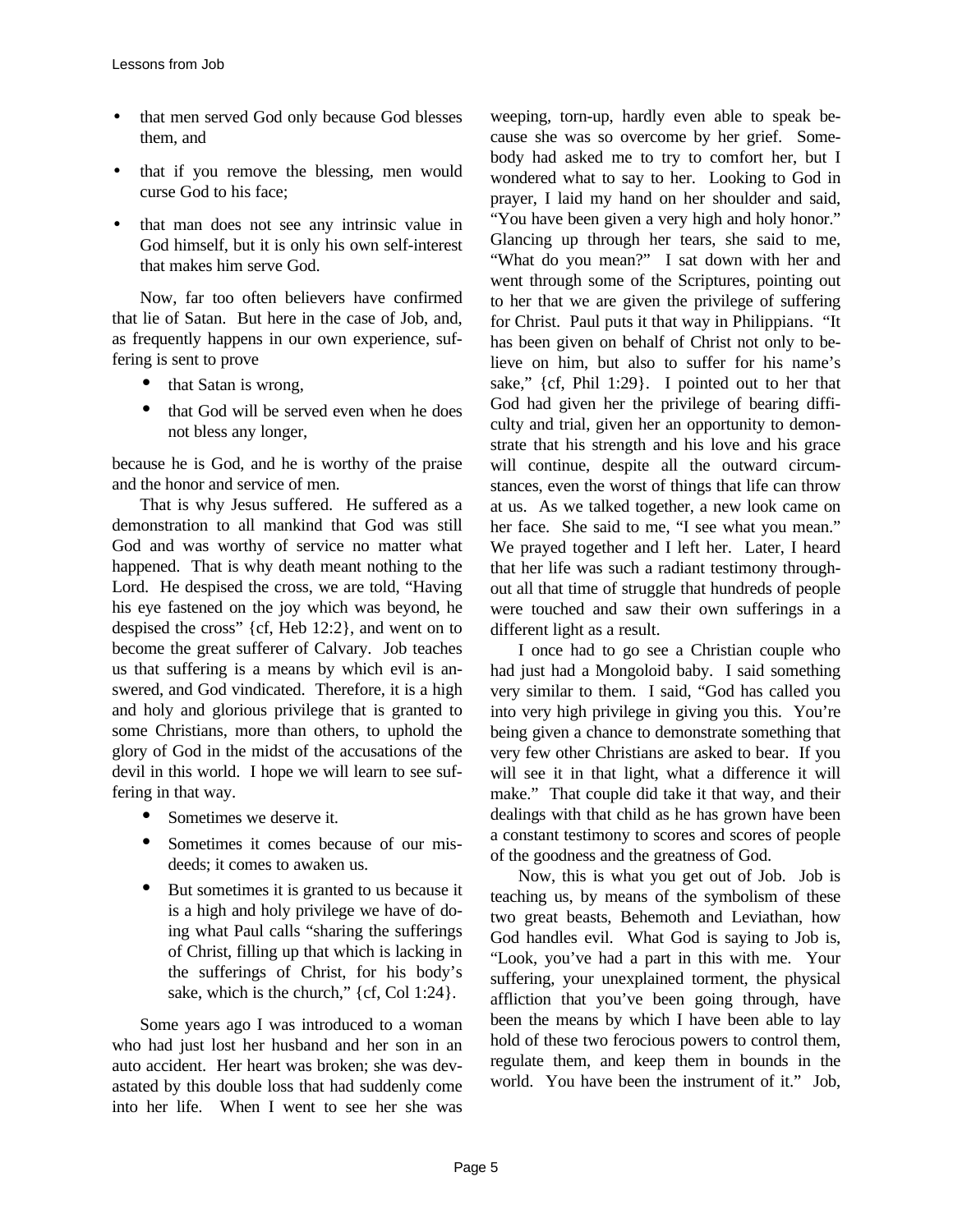- that men served God only because God blesses them, and
- that if you remove the blessing, men would curse God to his face;
- that man does not see any intrinsic value in God himself, but it is only his own self-interest that makes him serve God.

Now, far too often believers have confirmed that lie of Satan. But here in the case of Job, and, as frequently happens in our own experience, suffering is sent to prove

- that Satan is wrong,
- that God will be served even when he does not bless any longer,

because he is God, and he is worthy of the praise and the honor and service of men.

That is why Jesus suffered. He suffered as a demonstration to all mankind that God was still God and was worthy of service no matter what happened. That is why death meant nothing to the Lord. He despised the cross, we are told, "Having his eye fastened on the joy which was beyond, he despised the cross" {cf, Heb 12:2}, and went on to become the great sufferer of Calvary. Job teaches us that suffering is a means by which evil is answered, and God vindicated. Therefore, it is a high and holy and glorious privilege that is granted to some Christians, more than others, to uphold the glory of God in the midst of the accusations of the devil in this world. I hope we will learn to see suffering in that way.

- Sometimes we deserve it.
- Sometimes it comes because of our misdeeds; it comes to awaken us.
- But sometimes it is granted to us because it is a high and holy privilege we have of doing what Paul calls "sharing the sufferings of Christ, filling up that which is lacking in the sufferings of Christ, for his body's sake, which is the church," {cf, Col 1:24}.

Some years ago I was introduced to a woman who had just lost her husband and her son in an auto accident. Her heart was broken; she was devastated by this double loss that had suddenly come into her life. When I went to see her she was weeping, torn-up, hardly even able to speak because she was so overcome by her grief. Somebody had asked me to try to comfort her, but I wondered what to say to her. Looking to God in prayer, I laid my hand on her shoulder and said, "You have been given a very high and holy honor." Glancing up through her tears, she said to me, "What do you mean?" I sat down with her and went through some of the Scriptures, pointing out to her that we are given the privilege of suffering for Christ. Paul puts it that way in Philippians. "It has been given on behalf of Christ not only to believe on him, but also to suffer for his name's sake," {cf, Phil 1:29}. I pointed out to her that God had given her the privilege of bearing difficulty and trial, given her an opportunity to demonstrate that his strength and his love and his grace will continue, despite all the outward circumstances, even the worst of things that life can throw at us. As we talked together, a new look came on her face. She said to me, "I see what you mean." We prayed together and I left her. Later, I heard that her life was such a radiant testimony throughout all that time of struggle that hundreds of people were touched and saw their own sufferings in a different light as a result.

I once had to go see a Christian couple who had just had a Mongoloid baby. I said something very similar to them. I said, "God has called you into very high privilege in giving you this. You're being given a chance to demonstrate something that very few other Christians are asked to bear. If you will see it in that light, what a difference it will make." That couple did take it that way, and their dealings with that child as he has grown have been a constant testimony to scores and scores of people of the goodness and the greatness of God.

Now, this is what you get out of Job. Job is teaching us, by means of the symbolism of these two great beasts, Behemoth and Leviathan, how God handles evil. What God is saying to Job is, "Look, you've had a part in this with me. Your suffering, your unexplained torment, the physical affliction that you've been going through, have been the means by which I have been able to lay hold of these two ferocious powers to control them, regulate them, and keep them in bounds in the world. You have been the instrument of it." Job,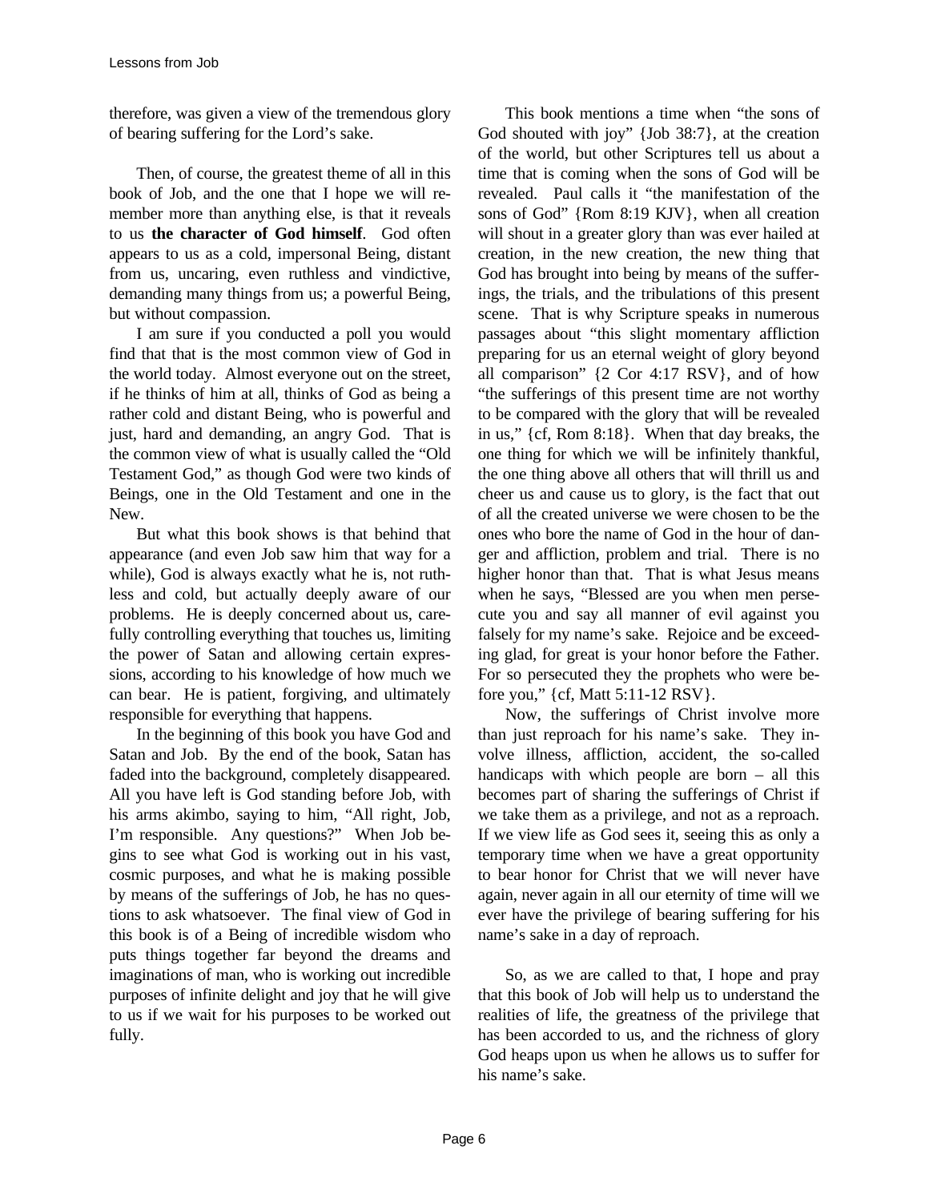therefore, was given a view of the tremendous glory of bearing suffering for the Lord's sake.

Then, of course, the greatest theme of all in this book of Job, and the one that I hope we will remember more than anything else, is that it reveals to us **the character of God himself**. God often appears to us as a cold, impersonal Being, distant from us, uncaring, even ruthless and vindictive, demanding many things from us; a powerful Being, but without compassion.

I am sure if you conducted a poll you would find that that is the most common view of God in the world today. Almost everyone out on the street, if he thinks of him at all, thinks of God as being a rather cold and distant Being, who is powerful and just, hard and demanding, an angry God. That is the common view of what is usually called the "Old Testament God," as though God were two kinds of Beings, one in the Old Testament and one in the New.

But what this book shows is that behind that appearance (and even Job saw him that way for a while), God is always exactly what he is, not ruthless and cold, but actually deeply aware of our problems. He is deeply concerned about us, carefully controlling everything that touches us, limiting the power of Satan and allowing certain expressions, according to his knowledge of how much we can bear. He is patient, forgiving, and ultimately responsible for everything that happens.

In the beginning of this book you have God and Satan and Job. By the end of the book, Satan has faded into the background, completely disappeared. All you have left is God standing before Job, with his arms akimbo, saying to him, "All right, Job, I'm responsible. Any questions?" When Job begins to see what God is working out in his vast, cosmic purposes, and what he is making possible by means of the sufferings of Job, he has no questions to ask whatsoever. The final view of God in this book is of a Being of incredible wisdom who puts things together far beyond the dreams and imaginations of man, who is working out incredible purposes of infinite delight and joy that he will give to us if we wait for his purposes to be worked out fully.

This book mentions a time when "the sons of God shouted with joy" {Job 38:7}, at the creation of the world, but other Scriptures tell us about a time that is coming when the sons of God will be revealed. Paul calls it "the manifestation of the sons of God" {Rom 8:19 KJV}, when all creation will shout in a greater glory than was ever hailed at creation, in the new creation, the new thing that God has brought into being by means of the sufferings, the trials, and the tribulations of this present scene. That is why Scripture speaks in numerous passages about "this slight momentary affliction preparing for us an eternal weight of glory beyond all comparison" {2 Cor 4:17 RSV}, and of how "the sufferings of this present time are not worthy to be compared with the glory that will be revealed in us," {cf, Rom 8:18}. When that day breaks, the one thing for which we will be infinitely thankful, the one thing above all others that will thrill us and cheer us and cause us to glory, is the fact that out of all the created universe we were chosen to be the ones who bore the name of God in the hour of danger and affliction, problem and trial. There is no higher honor than that. That is what Jesus means when he says, "Blessed are you when men persecute you and say all manner of evil against you falsely for my name's sake. Rejoice and be exceeding glad, for great is your honor before the Father. For so persecuted they the prophets who were before you," {cf, Matt 5:11-12 RSV}.

Now, the sufferings of Christ involve more than just reproach for his name's sake. They involve illness, affliction, accident, the so-called handicaps with which people are born – all this becomes part of sharing the sufferings of Christ if we take them as a privilege, and not as a reproach. If we view life as God sees it, seeing this as only a temporary time when we have a great opportunity to bear honor for Christ that we will never have again, never again in all our eternity of time will we ever have the privilege of bearing suffering for his name's sake in a day of reproach.

So, as we are called to that, I hope and pray that this book of Job will help us to understand the realities of life, the greatness of the privilege that has been accorded to us, and the richness of glory God heaps upon us when he allows us to suffer for his name's sake.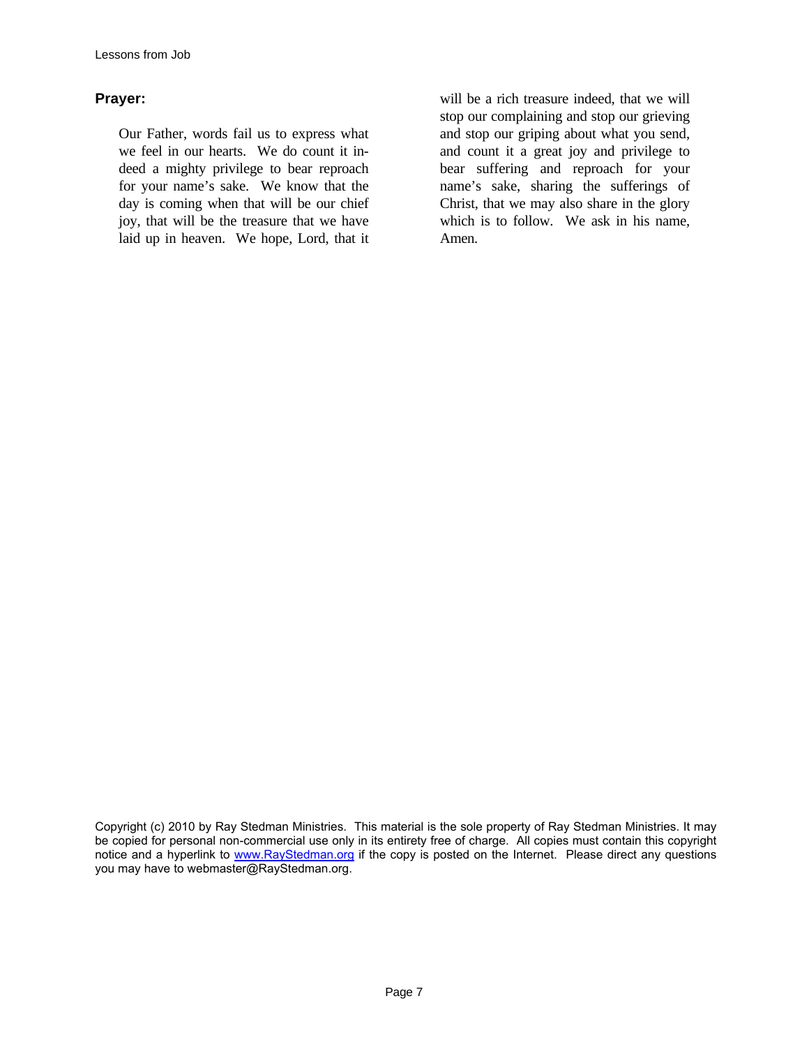**Prayer:**

Our Father, words fail us to express what we feel in our hearts. We do count it indeed a mighty privilege to bear reproach for your name's sake. We know that the day is coming when that will be our chief joy, that will be the treasure that we have laid up in heaven. We hope, Lord, that it will be a rich treasure indeed, that we will stop our complaining and stop our grieving and stop our griping about what you send, and count it a great joy and privilege to bear suffering and reproach for your name's sake, sharing the sufferings of Christ, that we may also share in the glory which is to follow. We ask in his name, Amen.

Copyright (c) 2010 by Ray Stedman Ministries. This material is the sole property of Ray Stedman Ministries. It may be copied for personal non-commercial use only in its entirety free of charge. All copies must contain this copyright notice and a hyperlink to www.RayStedman.org if the copy is posted on the Internet. Please direct any questions you may have to webmaster@RayStedman.org.